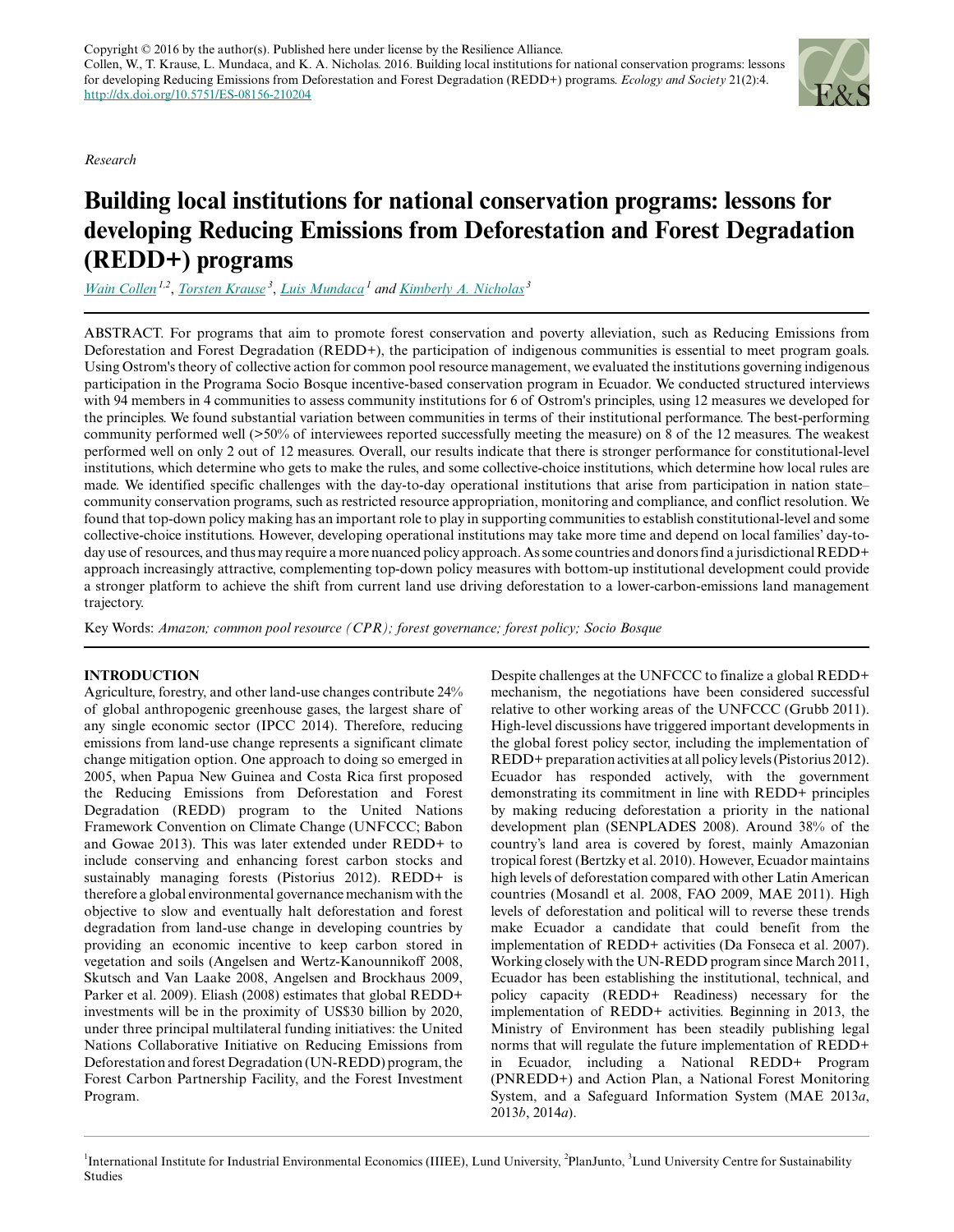Copyright © 2016 by the author(s). Published here under license by the Resilience Alliance.
Collen, W., T. Krause, L. Mundaca, and K. A. Nicholas. 2016. Building local institutions for national conservation programs: lessons for developing Reducing Emissions from Deforestation and Forest Degradation (REDD+) programs. *Ecology and Society* 21(2):4. http://dx.doi.org/10.5751/ES-08156-210204

*Research*

# Building local institutions for national conservation programs: lessons for developing Reducing Emissions from Deforestation and Forest Degradation (REDD+) programs

Wain Collen[1,2], Torsten Krause[3], Luis Mundaca[1] and Kimberly A. Nicholas[3]

ABSTRACT. For programs that aim to promote forest conservation and poverty alleviation, such as Reducing Emissions from Deforestation and Forest Degradation (REDD+), the participation of indigenous communities is essential to meet program goals. Using Ostrom's theory of collective action for common pool resource management, we evaluated the institutions governing indigenous participation in the Programa Socio Bosque incentive-based conservation program in Ecuador. We conducted structured interviews with 94 members in 4 communities to assess community institutions for 6 of Ostrom's principles, using 12 measures we developed for the principles. We found substantial variation between communities in terms of their institutional performance. The best-performing community performed well (>50% of interviewees reported successfully meeting the measure) on 8 of the 12 measures. The weakest performed well on only 2 out of 12 measures. Overall, our results indicate that there is stronger performance for constitutional-level institutions, which determine who gets to make the rules, and some collective-choice institutions, which determine how local rules are made. We identified specific challenges with the day-to-day operational institutions that arise from participation in nation state–community conservation programs, such as restricted resource appropriation, monitoring and compliance, and conflict resolution. We found that top-down policy making has an important role to play in supporting communities to establish constitutional-level and some collective-choice institutions. However, developing operational institutions may take more time and depend on local families' day-to-day use of resources, and thus may require a more nuanced policy approach. As some countries and donors find a jurisdictional REDD+ approach increasingly attractive, complementing top-down policy measures with bottom-up institutional development could provide a stronger platform to achieve the shift from current land use driving deforestation to a lower-carbon-emissions land management trajectory.

Key Words: *Amazon; common pool resource (CPR); forest governance; forest policy; Socio Bosque*

## INTRODUCTION

Agriculture, forestry, and other land-use changes contribute 24% of global anthropogenic greenhouse gases, the largest share of any single economic sector (IPCC 2014). Therefore, reducing emissions from land-use change represents a significant climate change mitigation option. One approach to doing so emerged in 2005, when Papua New Guinea and Costa Rica first proposed the Reducing Emissions from Deforestation and Forest Degradation (REDD) program to the United Nations Framework Convention on Climate Change (UNFCCC; Babon and Gowae 2013). This was later extended under REDD+ to include conserving and enhancing forest carbon stocks and sustainably managing forests (Pistorius 2012). REDD+ is therefore a global environmental governance mechanism with the objective to slow and eventually halt deforestation and forest degradation from land-use change in developing countries by providing an economic incentive to keep carbon stored in vegetation and soils (Angelsen and Wertz-Kanounnikoff 2008, Skutsch and Van Laake 2008, Angelsen and Brockhaus 2009, Parker et al. 2009). Eliash (2008) estimates that global REDD+ investments will be in the proximity of US$30 billion by 2020, under three principal multilateral funding initiatives: the United Nations Collaborative Initiative on Reducing Emissions from Deforestation and forest Degradation (UN-REDD) program, the Forest Carbon Partnership Facility, and the Forest Investment Program.

Despite challenges at the UNFCCC to finalize a global REDD+ mechanism, the negotiations have been considered successful relative to other working areas of the UNFCCC (Grubb 2011). High-level discussions have triggered important developments in the global forest policy sector, including the implementation of REDD+ preparation activities at all policy levels (Pistorius 2012). Ecuador has responded actively, with the government demonstrating its commitment in line with REDD+ principles by making reducing deforestation a priority in the national development plan (SENPLADES 2008). Around 38% of the country's land area is covered by forest, mainly Amazonian tropical forest (Bertzky et al. 2010). However, Ecuador maintains high levels of deforestation compared with other Latin American countries (Mosandl et al. 2008, FAO 2009, MAE 2011). High levels of deforestation and political will to reverse these trends make Ecuador a candidate that could benefit from the implementation of REDD+ activities (Da Fonseca et al. 2007). Working closely with the UN-REDD program since March 2011, Ecuador has been establishing the institutional, technical, and policy capacity (REDD+ Readiness) necessary for the implementation of REDD+ activities. Beginning in 2013, the Ministry of Environment has been steadily publishing legal norms that will regulate the future implementation of REDD+ in Ecuador, including a National REDD+ Program (PNREDD+) and Action Plan, a National Forest Monitoring System, and a Safeguard Information System (MAE 2013*a*, 2013*b*, 2014*a*).

[1]International Institute for Industrial Environmental Economics (IIIEE), Lund University, [2]PlanJunto, [3]Lund University Centre for Sustainability Studies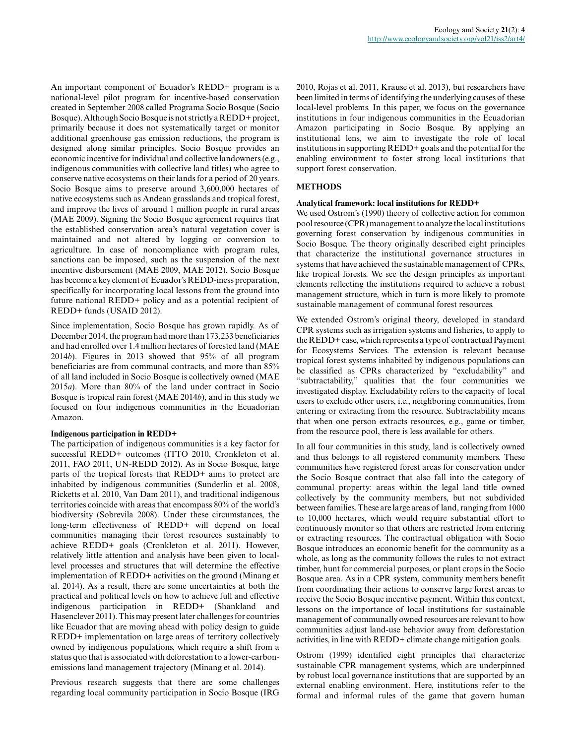An important component of Ecuador's REDD+ program is a national-level pilot program for incentive-based conservation created in September 2008 called Programa Socio Bosque (Socio Bosque). Although Socio Bosque is not strictly a REDD+ project, primarily because it does not systematically target or monitor additional greenhouse gas emission reductions, the program is designed along similar principles. Socio Bosque provides an economic incentive for individual and collective landowners (e.g., indigenous communities with collective land titles) who agree to conserve native ecosystems on their lands for a period of 20 years. Socio Bosque aims to preserve around 3,600,000 hectares of native ecosystems such as Andean grasslands and tropical forest, and improve the lives of around 1 million people in rural areas (MAE 2009). Signing the Socio Bosque agreement requires that the established conservation area's natural vegetation cover is maintained and not altered by logging or conversion to agriculture. In case of noncompliance with program rules, sanctions can be imposed, such as the suspension of the next incentive disbursement (MAE 2009, MAE 2012). Socio Bosque has become a key element of Ecuador's REDD-iness preparation, specifically for incorporating local lessons from the ground into future national REDD+ policy and as a potential recipient of REDD+ funds (USAID 2012).

Since implementation, Socio Bosque has grown rapidly. As of December 2014, the program had more than 173,233 beneficiaries and had enrolled over 1.4 million hectares of forested land (MAE 2014*b*). Figures in 2013 showed that 95% of all program beneficiaries are from communal contracts, and more than 85% of all land included in Socio Bosque is collectively owned (MAE 2015*a*). More than 80% of the land under contract in Socio Bosque is tropical rain forest (MAE 2014*b*), and in this study we focused on four indigenous communities in the Ecuadorian Amazon.

### Indigenous participation in REDD+

The participation of indigenous communities is a key factor for successful REDD+ outcomes (ITTO 2010, Cronkleton et al. 2011, FAO 2011, UN-REDD 2012). As in Socio Bosque, large parts of the tropical forests that REDD+ aims to protect are inhabited by indigenous communities (Sunderlin et al. 2008, Ricketts et al. 2010, Van Dam 2011), and traditional indigenous territories coincide with areas that encompass 80% of the world's biodiversity (Sobrevila 2008). Under these circumstances, the long-term effectiveness of REDD+ will depend on local communities managing their forest resources sustainably to achieve REDD+ goals (Cronkleton et al. 2011). However, relatively little attention and analysis have been given to local-level processes and structures that will determine the effective implementation of REDD+ activities on the ground (Minang et al. 2014). As a result, there are some uncertainties at both the practical and political levels on how to achieve full and effective indigenous participation in REDD+ (Shankland and Hasenclever 2011). This may present later challenges for countries like Ecuador that are moving ahead with policy design to guide REDD+ implementation on large areas of territory collectively owned by indigenous populations, which require a shift from a status quo that is associated with deforestation to a lower-carbon-emissions land management trajectory (Minang et al. 2014).

Previous research suggests that there are some challenges regarding local community participation in Socio Bosque (IRG 2010, Rojas et al. 2011, Krause et al. 2013), but researchers have been limited in terms of identifying the underlying causes of these local-level problems. In this paper, we focus on the governance institutions in four indigenous communities in the Ecuadorian Amazon participating in Socio Bosque. By applying an institutional lens, we aim to investigate the role of local institutions in supporting REDD+ goals and the potential for the enabling environment to foster strong local institutions that support forest conservation.

## METHODS

### Analytical framework: local institutions for REDD+

We used Ostrom's (1990) theory of collective action for common pool resource (CPR) management to analyze the local institutions governing forest conservation by indigenous communities in Socio Bosque. The theory originally described eight principles that characterize the institutional governance structures in systems that have achieved the sustainable management of CPRs, like tropical forests. We see the design principles as important elements reflecting the institutions required to achieve a robust management structure, which in turn is more likely to promote sustainable management of communal forest resources.

We extended Ostrom's original theory, developed in standard CPR systems such as irrigation systems and fisheries, to apply to the REDD+ case, which represents a type of contractual Payment for Ecosystems Services. The extension is relevant because tropical forest systems inhabited by indigenous populations can be classified as CPRs characterized by "excludability" and "subtractability," qualities that the four communities we investigated display. Excludability refers to the capacity of local users to exclude other users, i.e., neighboring communities, from entering or extracting from the resource. Subtractability means that when one person extracts resources, e.g., game or timber, from the resource pool, there is less available for others.

In all four communities in this study, land is collectively owned and thus belongs to all registered community members. These communities have registered forest areas for conservation under the Socio Bosque contract that also fall into the category of communal property: areas within the legal land title owned collectively by the community members, but not subdivided between families. These are large areas of land, ranging from 1000 to 10,000 hectares, which would require substantial effort to continuously monitor so that others are restricted from entering or extracting resources. The contractual obligation with Socio Bosque introduces an economic benefit for the community as a whole, as long as the community follows the rules to not extract timber, hunt for commercial purposes, or plant crops in the Socio Bosque area. As in a CPR system, community members benefit from coordinating their actions to conserve large forest areas to receive the Socio Bosque incentive payment. Within this context, lessons on the importance of local institutions for sustainable management of communally owned resources are relevant to how communities adjust land-use behavior away from deforestation activities, in line with REDD+ climate change mitigation goals.

Ostrom (1999) identified eight principles that characterize sustainable CPR management systems, which are underpinned by robust local governance institutions that are supported by an external enabling environment. Here, institutions refer to the formal and informal rules of the game that govern human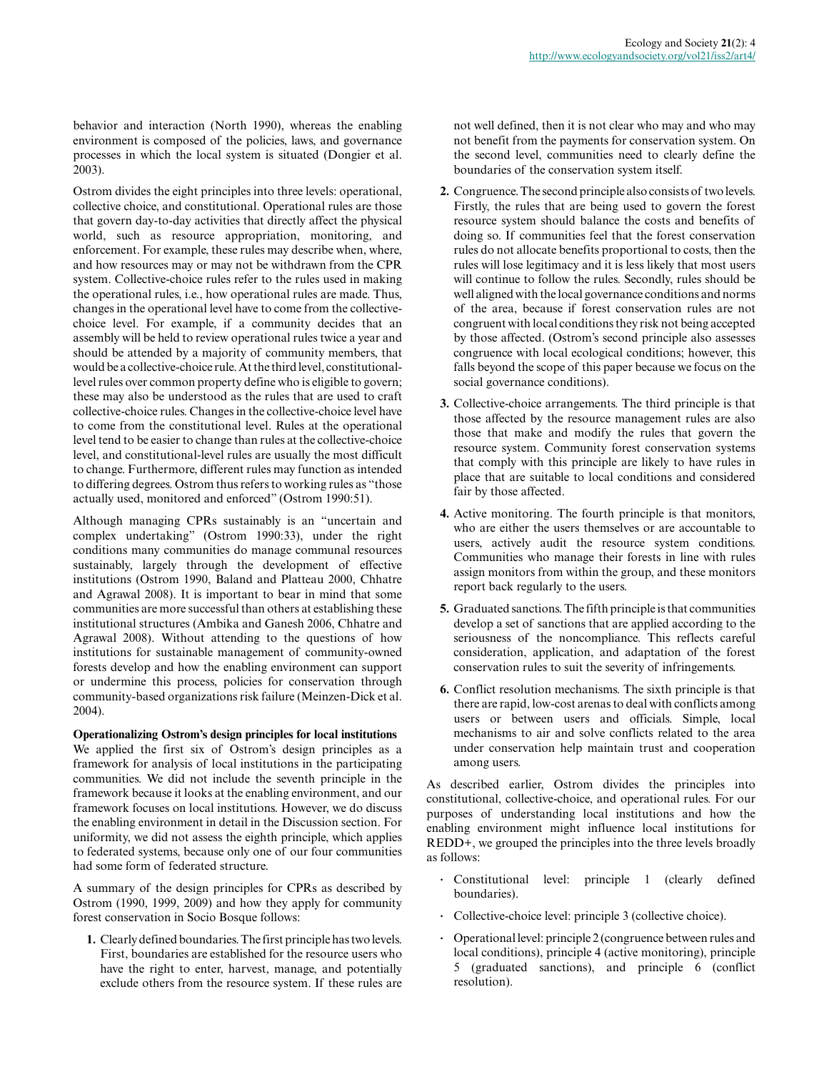behavior and interaction (North 1990), whereas the enabling environment is composed of the policies, laws, and governance processes in which the local system is situated (Dongier et al. 2003).

Ostrom divides the eight principles into three levels: operational, collective choice, and constitutional. Operational rules are those that govern day-to-day activities that directly affect the physical world, such as resource appropriation, monitoring, and enforcement. For example, these rules may describe when, where, and how resources may or may not be withdrawn from the CPR system. Collective-choice rules refer to the rules used in making the operational rules, i.e., how operational rules are made. Thus, changes in the operational level have to come from the collective-choice level. For example, if a community decides that an assembly will be held to review operational rules twice a year and should be attended by a majority of community members, that would be a collective-choice rule. At the third level, constitutional-level rules over common property define who is eligible to govern; these may also be understood as the rules that are used to craft collective-choice rules. Changes in the collective-choice level have to come from the constitutional level. Rules at the operational level tend to be easier to change than rules at the collective-choice level, and constitutional-level rules are usually the most difficult to change. Furthermore, different rules may function as intended to differing degrees. Ostrom thus refers to working rules as "those actually used, monitored and enforced" (Ostrom 1990:51).

Although managing CPRs sustainably is an "uncertain and complex undertaking" (Ostrom 1990:33), under the right conditions many communities do manage communal resources sustainably, largely through the development of effective institutions (Ostrom 1990, Baland and Platteau 2000, Chhatre and Agrawal 2008). It is important to bear in mind that some communities are more successful than others at establishing these institutional structures (Ambika and Ganesh 2006, Chhatre and Agrawal 2008). Without attending to the questions of how institutions for sustainable management of community-owned forests develop and how the enabling environment can support or undermine this process, policies for conservation through community-based organizations risk failure (Meinzen-Dick et al. 2004).

### Operationalizing Ostrom's design principles for local institutions

We applied the first six of Ostrom's design principles as a framework for analysis of local institutions in the participating communities. We did not include the seventh principle in the framework because it looks at the enabling environment, and our framework focuses on local institutions. However, we do discuss the enabling environment in detail in the Discussion section. For uniformity, we did not assess the eighth principle, which applies to federated systems, because only one of our four communities had some form of federated structure.

A summary of the design principles for CPRs as described by Ostrom (1990, 1999, 2009) and how they apply for community forest conservation in Socio Bosque follows:

1. Clearly defined boundaries. The first principle has two levels. First, boundaries are established for the resource users who have the right to enter, harvest, manage, and potentially exclude others from the resource system. If these rules are not well defined, then it is not clear who may and who may not benefit from the payments for conservation system. On the second level, communities need to clearly define the boundaries of the conservation system itself.
2. Congruence. The second principle also consists of two levels. Firstly, the rules that are being used to govern the forest resource system should balance the costs and benefits of doing so. If communities feel that the forest conservation rules do not allocate benefits proportional to costs, then the rules will lose legitimacy and it is less likely that most users will continue to follow the rules. Secondly, rules should be well aligned with the local governance conditions and norms of the area, because if forest conservation rules are not congruent with local conditions they risk not being accepted by those affected. (Ostrom's second principle also assesses congruence with local ecological conditions; however, this falls beyond the scope of this paper because we focus on the social governance conditions).
3. Collective-choice arrangements. The third principle is that those affected by the resource management rules are also those that make and modify the rules that govern the resource system. Community forest conservation systems that comply with this principle are likely to have rules in place that are suitable to local conditions and considered fair by those affected.
4. Active monitoring. The fourth principle is that monitors, who are either the users themselves or are accountable to users, actively audit the resource system conditions. Communities who manage their forests in line with rules assign monitors from within the group, and these monitors report back regularly to the users.
5. Graduated sanctions. The fifth principle is that communities develop a set of sanctions that are applied according to the seriousness of the noncompliance. This reflects careful consideration, application, and adaptation of the forest conservation rules to suit the severity of infringements.
6. Conflict resolution mechanisms. The sixth principle is that there are rapid, low-cost arenas to deal with conflicts among users or between users and officials. Simple, local mechanisms to air and solve conflicts related to the area under conservation help maintain trust and cooperation among users.

As described earlier, Ostrom divides the principles into constitutional, collective-choice, and operational rules. For our purposes of understanding local institutions and how the enabling environment might influence local institutions for REDD+, we grouped the principles into the three levels broadly as follows:

- Constitutional level: principle 1 (clearly defined boundaries).
- Collective-choice level: principle 3 (collective choice).
- Operational level: principle 2 (congruence between rules and local conditions), principle 4 (active monitoring), principle 5 (graduated sanctions), and principle 6 (conflict resolution).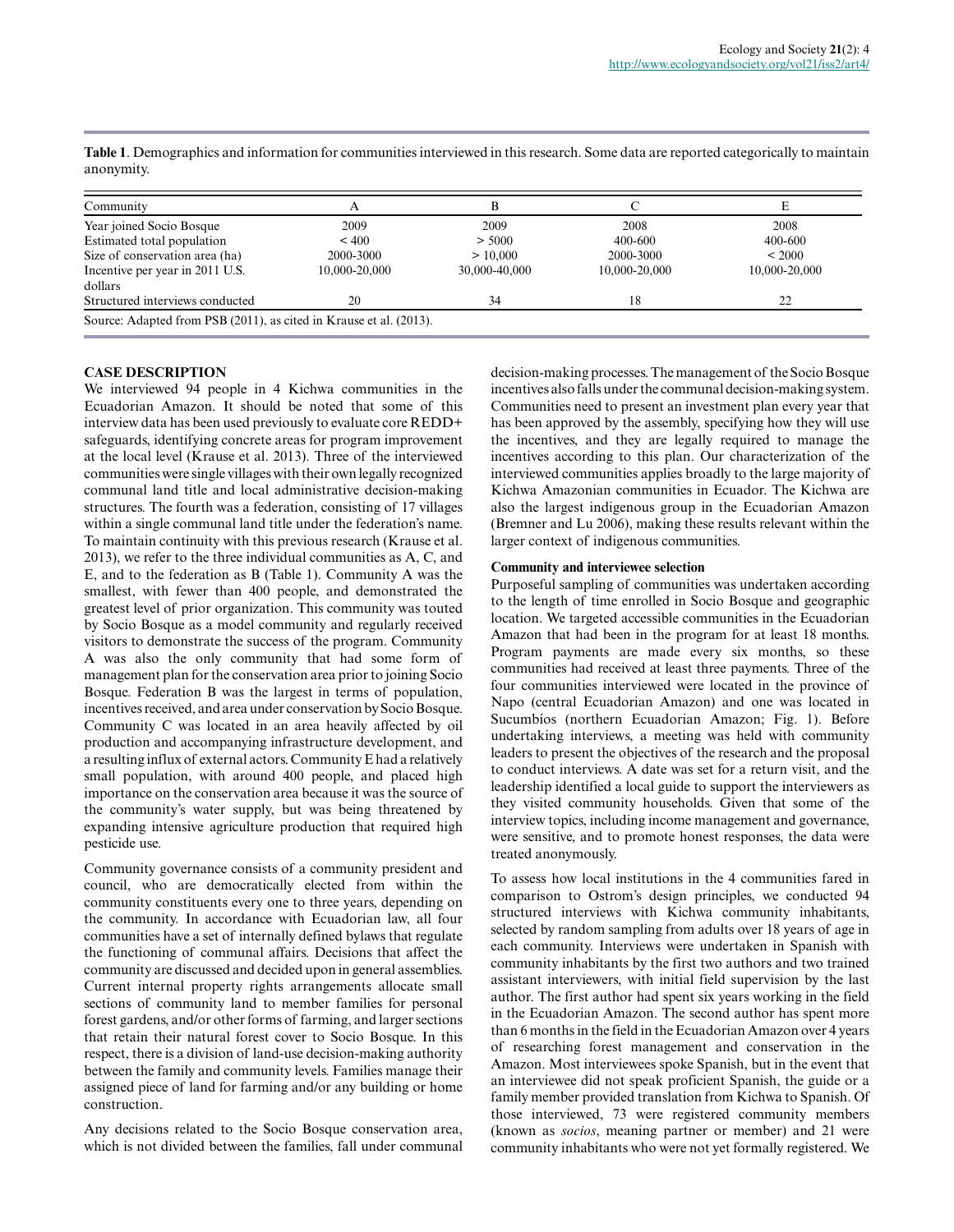**Table 1**. Demographics and information for communities interviewed in this research. Some data are reported categorically to maintain anonymity.

| Community | A | B | C | E |
|---|---|---|---|---|
| Year joined Socio Bosque | 2009 | 2009 | 2008 | 2008 |
| Estimated total population | < 400 | > 5000 | 400-600 | 400-600 |
| Size of conservation area (ha) | 2000-3000 | > 10,000 | 2000-3000 | < 2000 |
| Incentive per year in 2011 U.S. dollars | 10,000-20,000 | 30,000-40,000 | 10,000-20,000 | 10,000-20,000 |
| Structured interviews conducted | 20 | 34 | 18 | 22 |

Source: Adapted from PSB (2011), as cited in Krause et al. (2013).

## CASE DESCRIPTION

We interviewed 94 people in 4 Kichwa communities in the Ecuadorian Amazon. It should be noted that some of this interview data has been used previously to evaluate core REDD+ safeguards, identifying concrete areas for program improvement at the local level (Krause et al. 2013). Three of the interviewed communities were single villages with their own legally recognized communal land title and local administrative decision-making structures. The fourth was a federation, consisting of 17 villages within a single communal land title under the federation's name. To maintain continuity with this previous research (Krause et al. 2013), we refer to the three individual communities as A, C, and E, and to the federation as B (Table 1). Community A was the smallest, with fewer than 400 people, and demonstrated the greatest level of prior organization. This community was touted by Socio Bosque as a model community and regularly received visitors to demonstrate the success of the program. Community A was also the only community that had some form of management plan for the conservation area prior to joining Socio Bosque. Federation B was the largest in terms of population, incentives received, and area under conservation by Socio Bosque. Community C was located in an area heavily affected by oil production and accompanying infrastructure development, and a resulting influx of external actors. Community E had a relatively small population, with around 400 people, and placed high importance on the conservation area because it was the source of the community's water supply, but was being threatened by expanding intensive agriculture production that required high pesticide use.

Community governance consists of a community president and council, who are democratically elected from within the community constituents every one to three years, depending on the community. In accordance with Ecuadorian law, all four communities have a set of internally defined bylaws that regulate the functioning of communal affairs. Decisions that affect the community are discussed and decided upon in general assemblies. Current internal property rights arrangements allocate small sections of community land to member families for personal forest gardens, and/or other forms of farming, and larger sections that retain their natural forest cover to Socio Bosque. In this respect, there is a division of land-use decision-making authority between the family and community levels. Families manage their assigned piece of land for farming and/or any building or home construction.

Any decisions related to the Socio Bosque conservation area, which is not divided between the families, fall under communal decision-making processes. The management of the Socio Bosque incentives also falls under the communal decision-making system. Communities need to present an investment plan every year that has been approved by the assembly, specifying how they will use the incentives, and they are legally required to manage the incentives according to this plan. Our characterization of the interviewed communities applies broadly to the large majority of Kichwa Amazonian communities in Ecuador. The Kichwa are also the largest indigenous group in the Ecuadorian Amazon (Bremner and Lu 2006), making these results relevant within the larger context of indigenous communities.

### Community and interviewee selection

Purposeful sampling of communities was undertaken according to the length of time enrolled in Socio Bosque and geographic location. We targeted accessible communities in the Ecuadorian Amazon that had been in the program for at least 18 months. Program payments are made every six months, so these communities had received at least three payments. Three of the four communities interviewed were located in the province of Napo (central Ecuadorian Amazon) and one was located in Sucumbíos (northern Ecuadorian Amazon; Fig. 1). Before undertaking interviews, a meeting was held with community leaders to present the objectives of the research and the proposal to conduct interviews. A date was set for a return visit, and the leadership identified a local guide to support the interviewers as they visited community households. Given that some of the interview topics, including income management and governance, were sensitive, and to promote honest responses, the data were treated anonymously.

To assess how local institutions in the 4 communities fared in comparison to Ostrom's design principles, we conducted 94 structured interviews with Kichwa community inhabitants, selected by random sampling from adults over 18 years of age in each community. Interviews were undertaken in Spanish with community inhabitants by the first two authors and two trained assistant interviewers, with initial field supervision by the last author. The first author had spent six years working in the field in the Ecuadorian Amazon. The second author has spent more than 6 months in the field in the Ecuadorian Amazon over 4 years of researching forest management and conservation in the Amazon. Most interviewees spoke Spanish, but in the event that an interviewee did not speak proficient Spanish, the guide or a family member provided translation from Kichwa to Spanish. Of those interviewed, 73 were registered community members (known as *socios*, meaning partner or member) and 21 were community inhabitants who were not yet formally registered. We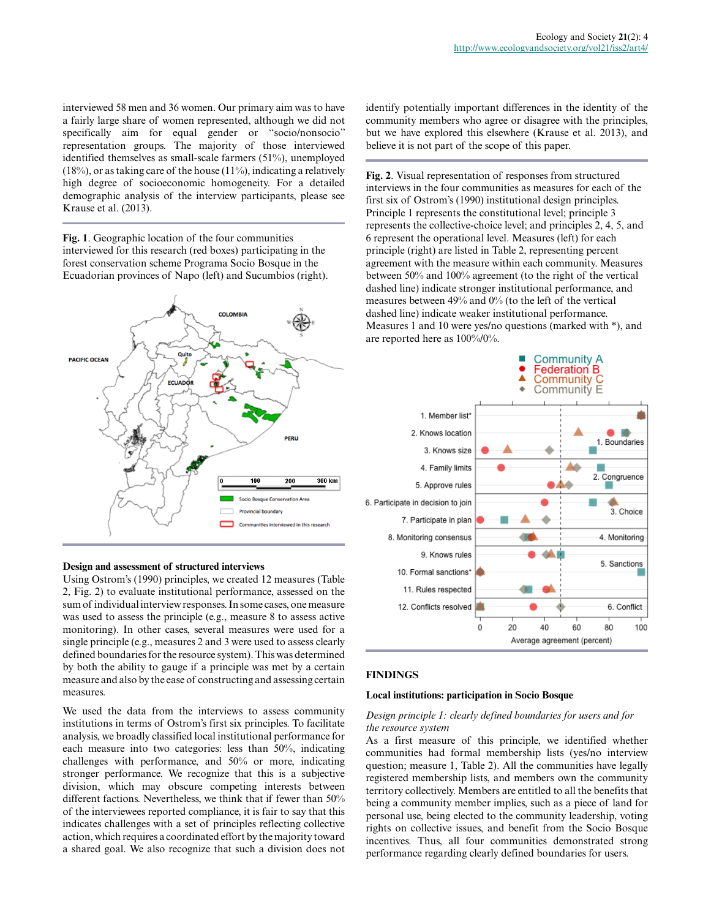interviewed 58 men and 36 women. Our primary aim was to have a fairly large share of women represented, although we did not specifically aim for equal gender or "socio/nonsocio" representation groups. The majority of those interviewed identified themselves as small-scale farmers (51%), unemployed (18%), or as taking care of the house (11%), indicating a relatively high degree of socioeconomic homogeneity. For a detailed demographic analysis of the interview participants, please see Krause et al. (2013).

**Fig. 1**. Geographic location of the four communities interviewed for this research (red boxes) participating in the forest conservation scheme Programa Socio Bosque in the Ecuadorian provinces of Napo (left) and Sucumbíos (right).

### Design and assessment of structured interviews

Using Ostrom's (1990) principles, we created 12 measures (Table 2, Fig. 2) to evaluate institutional performance, assessed on the sum of individual interview responses. In some cases, one measure was used to assess the principle (e.g., measure 8 to assess active monitoring). In other cases, several measures were used for a single principle (e.g., measures 2 and 3 were used to assess clearly defined boundaries for the resource system). This was determined by both the ability to gauge if a principle was met by a certain measure and also by the ease of constructing and assessing certain measures.

We used the data from the interviews to assess community institutions in terms of Ostrom's first six principles. To facilitate analysis, we broadly classified local institutional performance for each measure into two categories: less than 50%, indicating challenges with performance, and 50% or more, indicating stronger performance. We recognize that this is a subjective division, which may obscure competing interests between different factions. Nevertheless, we think that if fewer than 50% of the interviewees reported compliance, it is fair to say that this indicates challenges with a set of principles reflecting collective action, which requires a coordinated effort by the majority toward a shared goal. We also recognize that such a division does not identify potentially important differences in the identity of the community members who agree or disagree with the principles, but we have explored this elsewhere (Krause et al. 2013), and believe it is not part of the scope of this paper.

**Fig. 2**. Visual representation of responses from structured interviews in the four communities as measures for each of the first six of Ostrom's (1990) institutional design principles. Principle 1 represents the constitutional level; principle 3 represents the collective-choice level; and principles 2, 4, 5, and 6 represent the operational level. Measures (left) for each principle (right) are listed in Table 2, representing percent agreement with the measure within each community. Measures between 50% and 100% agreement (to the right of the vertical dashed line) indicate stronger institutional performance, and measures between 49% and 0% (to the left of the vertical dashed line) indicate weaker institutional performance. Measures 1 and 10 were yes/no questions (marked with *), and are reported here as 100%/0%.

## FINDINGS

### Local institutions: participation in Socio Bosque

*Design principle 1: clearly defined boundaries for users and for the resource system*

As a first measure of this principle, we identified whether communities had formal membership lists (yes/no interview question; measure 1, Table 2). All the communities have legally registered membership lists, and members own the community territory collectively. Members are entitled to all the benefits that being a community member implies, such as a piece of land for personal use, being elected to the community leadership, voting rights on collective issues, and benefit from the Socio Bosque incentives. Thus, all four communities demonstrated strong performance regarding clearly defined boundaries for users.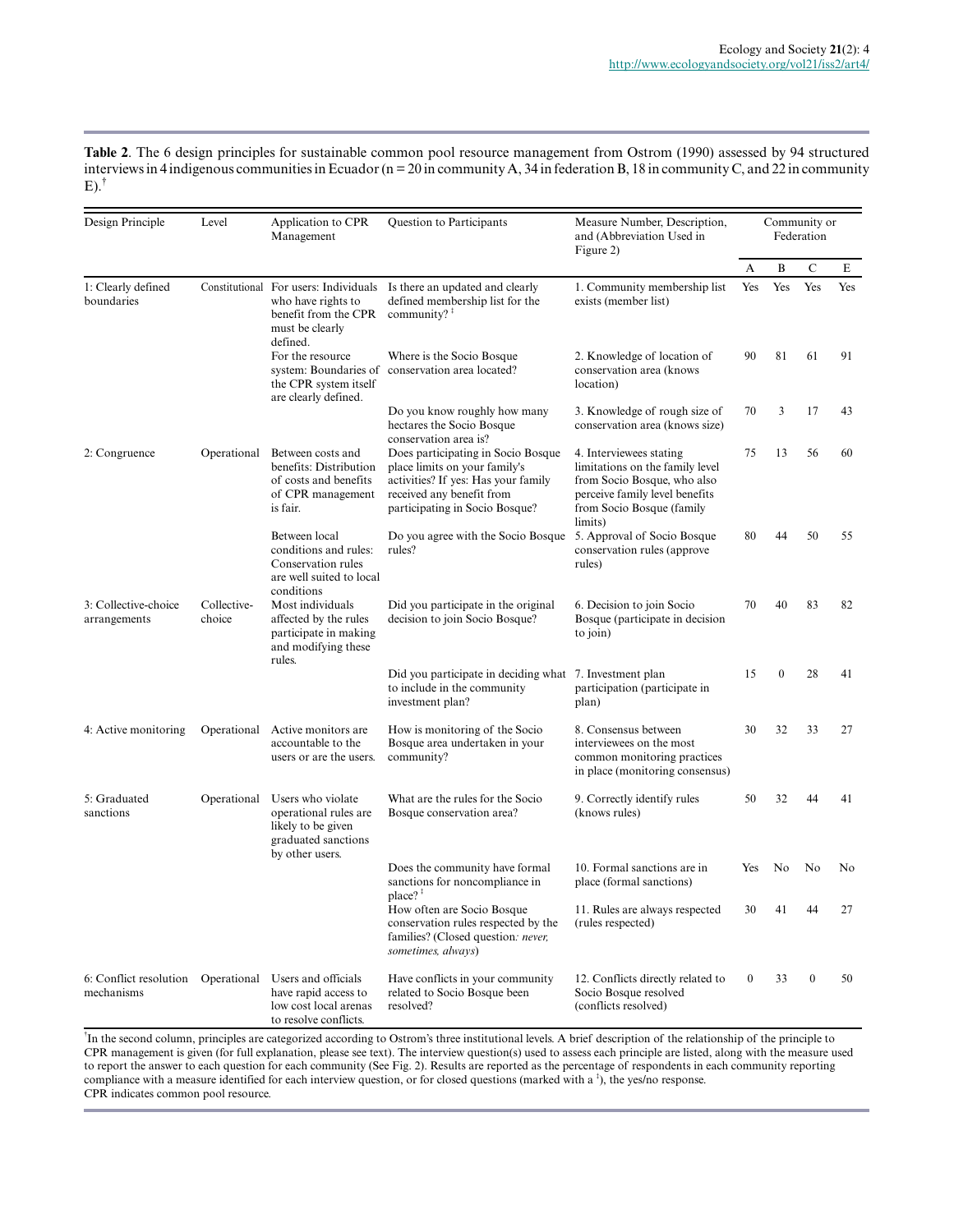**Table 2**. The 6 design principles for sustainable common pool resource management from Ostrom (1990) assessed by 94 structured interviews in 4 indigenous communities in Ecuador (n = 20 in community A, 34 in federation B, 18 in community C, and 22 in community E).[†]

| Design Principle | Level | Application to CPR Management | Question to Participants | Measure Number, Description, and (Abbreviation Used in Figure 2) | Community or Federation | | | |
|---|---|---|---|---|---|---|---|---|
| | | | | | A | B | C | E |
| 1: Clearly defined boundaries | Constitutional | For users: Individuals who have rights to benefit from the CPR must be clearly defined. | Is there an updated and clearly defined membership list for the community? [‡] | 1. Community membership list exists (member list) | Yes | Yes | Yes | Yes |
| | | For the resource system: Boundaries of the CPR system itself are clearly defined. | Where is the Socio Bosque conservation area located? | 2. Knowledge of location of conservation area (knows location) | 90 | 81 | 61 | 91 |
| | | | Do you know roughly how many hectares the Socio Bosque conservation area is? | 3. Knowledge of rough size of conservation area (knows size) | 70 | 3 | 17 | 43 |
| 2: Congruence | Operational | Between costs and benefits: Distribution of costs and benefits of CPR management is fair. | Does participating in Socio Bosque place limits on your family's activities? If yes: Has your family received any benefit from participating in Socio Bosque? | 4. Interviewees stating limitations on the family level from Socio Bosque, who also perceive family level benefits from Socio Bosque (family limits) | 75 | 13 | 56 | 60 |
| | | Between local conditions and rules: Conservation rules are well suited to local conditions | Do you agree with the Socio Bosque rules? | 5. Approval of Socio Bosque conservation rules (approve rules) | 80 | 44 | 50 | 55 |
| 3: Collective-choice arrangements | Collective-choice | Most individuals affected by the rules participate in making and modifying these rules. | Did you participate in the original decision to join Socio Bosque? | 6. Decision to join Socio Bosque (participate in decision to join) | 70 | 40 | 83 | 82 |
| | | | Did you participate in deciding what to include in the community investment plan? | 7. Investment plan participation (participate in plan) | 15 | 0 | 28 | 41 |
| 4: Active monitoring | Operational | Active monitors are accountable to the users or are the users. | How is monitoring of the Socio Bosque area undertaken in your community? | 8. Consensus between interviewees on the most common monitoring practices in place (monitoring consensus) | 30 | 32 | 33 | 27 |
| 5: Graduated sanctions | Operational | Users who violate operational rules are likely to be given graduated sanctions by other users. | What are the rules for the Socio Bosque conservation area? | 9. Correctly identify rules (knows rules) | 50 | 32 | 44 | 41 |
| | | | Does the community have formal sanctions for noncompliance in place? [‡] | 10. Formal sanctions are in place (formal sanctions) | Yes | No | No | No |
| | | | How often are Socio Bosque conservation rules respected by the families? (Closed question*: never, sometimes, always*) | 11. Rules are always respected (rules respected) | 30 | 41 | 44 | 27 |
| 6: Conflict resolution mechanisms | Operational | Users and officials have rapid access to low cost local arenas to resolve conflicts. | Have conflicts in your community related to Socio Bosque been resolved? | 12. Conflicts directly related to Socio Bosque resolved (conflicts resolved) | 0 | 33 | 0 | 50 |

[†]In the second column, principles are categorized according to Ostrom's three institutional levels. A brief description of the relationship of the principle to CPR management is given (for full explanation, please see text). The interview question(s) used to assess each principle are listed, along with the measure used to report the answer to each question for each community (See Fig. 2). Results are reported as the percentage of respondents in each community reporting compliance with a measure identified for each interview question, or for closed questions (marked with a [‡]), the yes/no response.
CPR indicates common pool resource.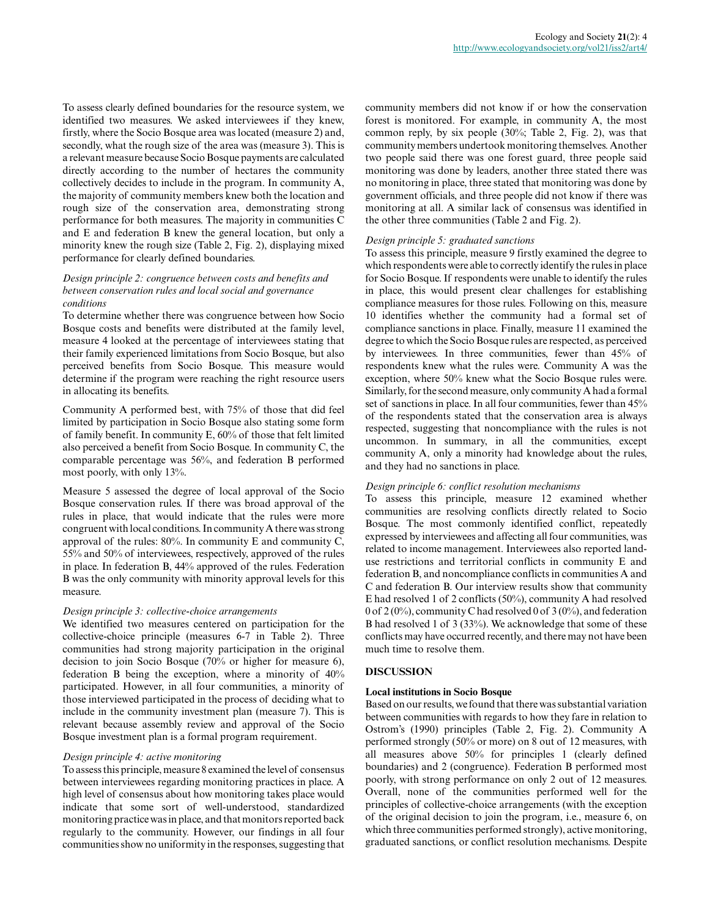To assess clearly defined boundaries for the resource system, we identified two measures. We asked interviewees if they knew, firstly, where the Socio Bosque area was located (measure 2) and, secondly, what the rough size of the area was (measure 3). This is a relevant measure because Socio Bosque payments are calculated directly according to the number of hectares the community collectively decides to include in the program. In community A, the majority of community members knew both the location and rough size of the conservation area, demonstrating strong performance for both measures. The majority in communities C and E and federation B knew the general location, but only a minority knew the rough size (Table 2, Fig. 2), displaying mixed performance for clearly defined boundaries.

*Design principle 2: congruence between costs and benefits and between conservation rules and local social and governance conditions*

To determine whether there was congruence between how Socio Bosque costs and benefits were distributed at the family level, measure 4 looked at the percentage of interviewees stating that their family experienced limitations from Socio Bosque, but also perceived benefits from Socio Bosque. This measure would determine if the program were reaching the right resource users in allocating its benefits.

Community A performed best, with 75% of those that did feel limited by participation in Socio Bosque also stating some form of family benefit. In community E, 60% of those that felt limited also perceived a benefit from Socio Bosque. In community C, the comparable percentage was 56%, and federation B performed most poorly, with only 13%.

Measure 5 assessed the degree of local approval of the Socio Bosque conservation rules. If there was broad approval of the rules in place, that would indicate that the rules were more congruent with local conditions. In community A there was strong approval of the rules: 80%. In community E and community C, 55% and 50% of interviewees, respectively, approved of the rules in place. In federation B, 44% approved of the rules. Federation B was the only community with minority approval levels for this measure.

*Design principle 3: collective-choice arrangements*

We identified two measures centered on participation for the collective-choice principle (measures 6-7 in Table 2). Three communities had strong majority participation in the original decision to join Socio Bosque (70% or higher for measure 6), federation B being the exception, where a minority of 40% participated. However, in all four communities, a minority of those interviewed participated in the process of deciding what to include in the community investment plan (measure 7). This is relevant because assembly review and approval of the Socio Bosque investment plan is a formal program requirement.

*Design principle 4: active monitoring*

To assess this principle, measure 8 examined the level of consensus between interviewees regarding monitoring practices in place. A high level of consensus about how monitoring takes place would indicate that some sort of well-understood, standardized monitoring practice was in place, and that monitors reported back regularly to the community. However, our findings in all four communities show no uniformity in the responses, suggesting that community members did not know if or how the conservation forest is monitored. For example, in community A, the most common reply, by six people (30%; Table 2, Fig. 2), was that community members undertook monitoring themselves. Another two people said there was one forest guard, three people said monitoring was done by leaders, another three stated there was no monitoring in place, three stated that monitoring was done by government officials, and three people did not know if there was monitoring at all. A similar lack of consensus was identified in the other three communities (Table 2 and Fig. 2).

*Design principle 5: graduated sanctions*

To assess this principle, measure 9 firstly examined the degree to which respondents were able to correctly identify the rules in place for Socio Bosque. If respondents were unable to identify the rules in place, this would present clear challenges for establishing compliance measures for those rules. Following on this, measure 10 identifies whether the community had a formal set of compliance sanctions in place. Finally, measure 11 examined the degree to which the Socio Bosque rules are respected, as perceived by interviewees. In three communities, fewer than 45% of respondents knew what the rules were. Community A was the exception, where 50% knew what the Socio Bosque rules were. Similarly, for the second measure, only community A had a formal set of sanctions in place. In all four communities, fewer than 45% of the respondents stated that the conservation area is always respected, suggesting that noncompliance with the rules is not uncommon. In summary, in all the communities, except community A, only a minority had knowledge about the rules, and they had no sanctions in place.

*Design principle 6: conflict resolution mechanisms*

To assess this principle, measure 12 examined whether communities are resolving conflicts directly related to Socio Bosque. The most commonly identified conflict, repeatedly expressed by interviewees and affecting all four communities, was related to income management. Interviewees also reported land-use restrictions and territorial conflicts in community E and federation B, and noncompliance conflicts in communities A and C and federation B. Our interview results show that community E had resolved 1 of 2 conflicts (50%), community A had resolved 0 of 2 (0%), community C had resolved 0 of 3 (0%), and federation B had resolved 1 of 3 (33%). We acknowledge that some of these conflicts may have occurred recently, and there may not have been much time to resolve them.

## DISCUSSION

### Local institutions in Socio Bosque

Based on our results, we found that there was substantial variation between communities with regards to how they fare in relation to Ostrom's (1990) principles (Table 2, Fig. 2). Community A performed strongly (50% or more) on 8 out of 12 measures, with all measures above 50% for principles 1 (clearly defined boundaries) and 2 (congruence). Federation B performed most poorly, with strong performance on only 2 out of 12 measures. Overall, none of the communities performed well for the principles of collective-choice arrangements (with the exception of the original decision to join the program, i.e., measure 6, on which three communities performed strongly), active monitoring, graduated sanctions, or conflict resolution mechanisms. Despite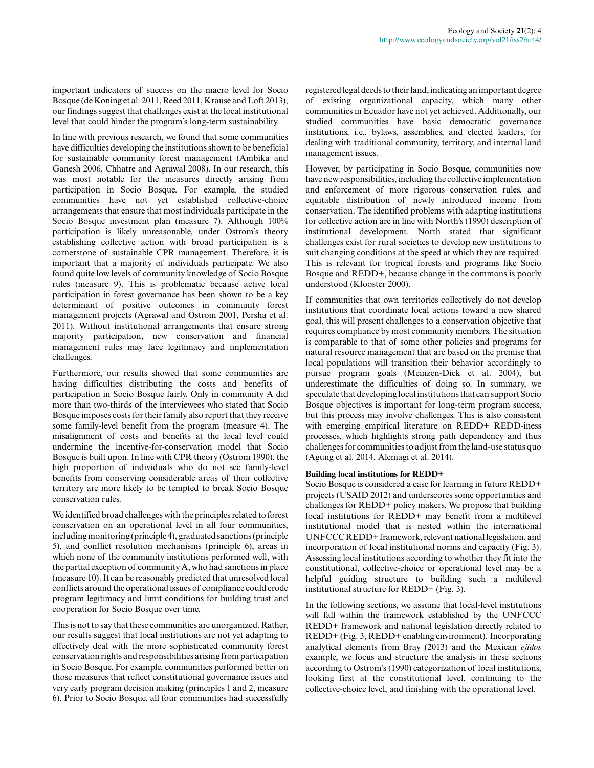important indicators of success on the macro level for Socio Bosque (de Koning et al. 2011, Reed 2011, Krause and Loft 2013), our findings suggest that challenges exist at the local institutional level that could hinder the program's long-term sustainability.

In line with previous research, we found that some communities have difficulties developing the institutions shown to be beneficial for sustainable community forest management (Ambika and Ganesh 2006, Chhatre and Agrawal 2008). In our research, this was most notable for the measures directly arising from participation in Socio Bosque. For example, the studied communities have not yet established collective-choice arrangements that ensure that most individuals participate in the Socio Bosque investment plan (measure 7). Although 100% participation is likely unreasonable, under Ostrom's theory establishing collective action with broad participation is a cornerstone of sustainable CPR management. Therefore, it is important that a majority of individuals participate. We also found quite low levels of community knowledge of Socio Bosque rules (measure 9). This is problematic because active local participation in forest governance has been shown to be a key determinant of positive outcomes in community forest management projects (Agrawal and Ostrom 2001, Persha et al. 2011). Without institutional arrangements that ensure strong majority participation, new conservation and financial management rules may face legitimacy and implementation challenges.

Furthermore, our results showed that some communities are having difficulties distributing the costs and benefits of participation in Socio Bosque fairly. Only in community A did more than two-thirds of the interviewees who stated that Socio Bosque imposes costs for their family also report that they receive some family-level benefit from the program (measure 4). The misalignment of costs and benefits at the local level could undermine the incentive-for-conservation model that Socio Bosque is built upon. In line with CPR theory (Ostrom 1990), the high proportion of individuals who do not see family-level benefits from conserving considerable areas of their collective territory are more likely to be tempted to break Socio Bosque conservation rules.

We identified broad challenges with the principles related to forest conservation on an operational level in all four communities, including monitoring (principle 4), graduated sanctions (principle 5), and conflict resolution mechanisms (principle 6), areas in which none of the community institutions performed well, with the partial exception of community A, who had sanctions in place (measure 10). It can be reasonably predicted that unresolved local conflicts around the operational issues of compliance could erode program legitimacy and limit conditions for building trust and cooperation for Socio Bosque over time.

This is not to say that these communities are unorganized. Rather, our results suggest that local institutions are not yet adapting to effectively deal with the more sophisticated community forest conservation rights and responsibilities arising from participation in Socio Bosque. For example, communities performed better on those measures that reflect constitutional governance issues and very early program decision making (principles 1 and 2, measure 6). Prior to Socio Bosque, all four communities had successfully registered legal deeds to their land, indicating an important degree of existing organizational capacity, which many other communities in Ecuador have not yet achieved. Additionally, our studied communities have basic democratic governance institutions, i.e., bylaws, assemblies, and elected leaders, for dealing with traditional community, territory, and internal land management issues.

However, by participating in Socio Bosque, communities now have new responsibilities, including the collective implementation and enforcement of more rigorous conservation rules, and equitable distribution of newly introduced income from conservation. The identified problems with adapting institutions for collective action are in line with North's (1990) description of institutional development. North stated that significant challenges exist for rural societies to develop new institutions to suit changing conditions at the speed at which they are required. This is relevant for tropical forests and programs like Socio Bosque and REDD+, because change in the commons is poorly understood (Klooster 2000).

If communities that own territories collectively do not develop institutions that coordinate local actions toward a new shared goal, this will present challenges to a conservation objective that requires compliance by most community members. The situation is comparable to that of some other policies and programs for natural resource management that are based on the premise that local populations will transition their behavior accordingly to pursue program goals (Meinzen-Dick et al. 2004), but underestimate the difficulties of doing so. In summary, we speculate that developing local institutions that can support Socio Bosque objectives is important for long-term program success, but this process may involve challenges. This is also consistent with emerging empirical literature on REDD+ REDD-iness processes, which highlights strong path dependency and thus challenges for communities to adjust from the land-use status quo (Agung et al. 2014, Alemagi et al. 2014).

### Building local institutions for REDD+

Socio Bosque is considered a case for learning in future REDD+ projects (USAID 2012) and underscores some opportunities and challenges for REDD+ policy makers. We propose that building local institutions for REDD+ may benefit from a multilevel institutional model that is nested within the international UNFCCC REDD+ framework, relevant national legislation, and incorporation of local institutional norms and capacity (Fig. 3). Assessing local institutions according to whether they fit into the constitutional, collective-choice or operational level may be a helpful guiding structure to building such a multilevel institutional structure for REDD+ (Fig. 3).

In the following sections, we assume that local-level institutions will fall within the framework established by the UNFCCC REDD+ framework and national legislation directly related to REDD+ (Fig. 3, REDD+ enabling environment). Incorporating analytical elements from Bray (2013) and the Mexican *ejidos* example, we focus and structure the analysis in these sections according to Ostrom's (1990) categorization of local institutions, looking first at the constitutional level, continuing to the collective-choice level, and finishing with the operational level.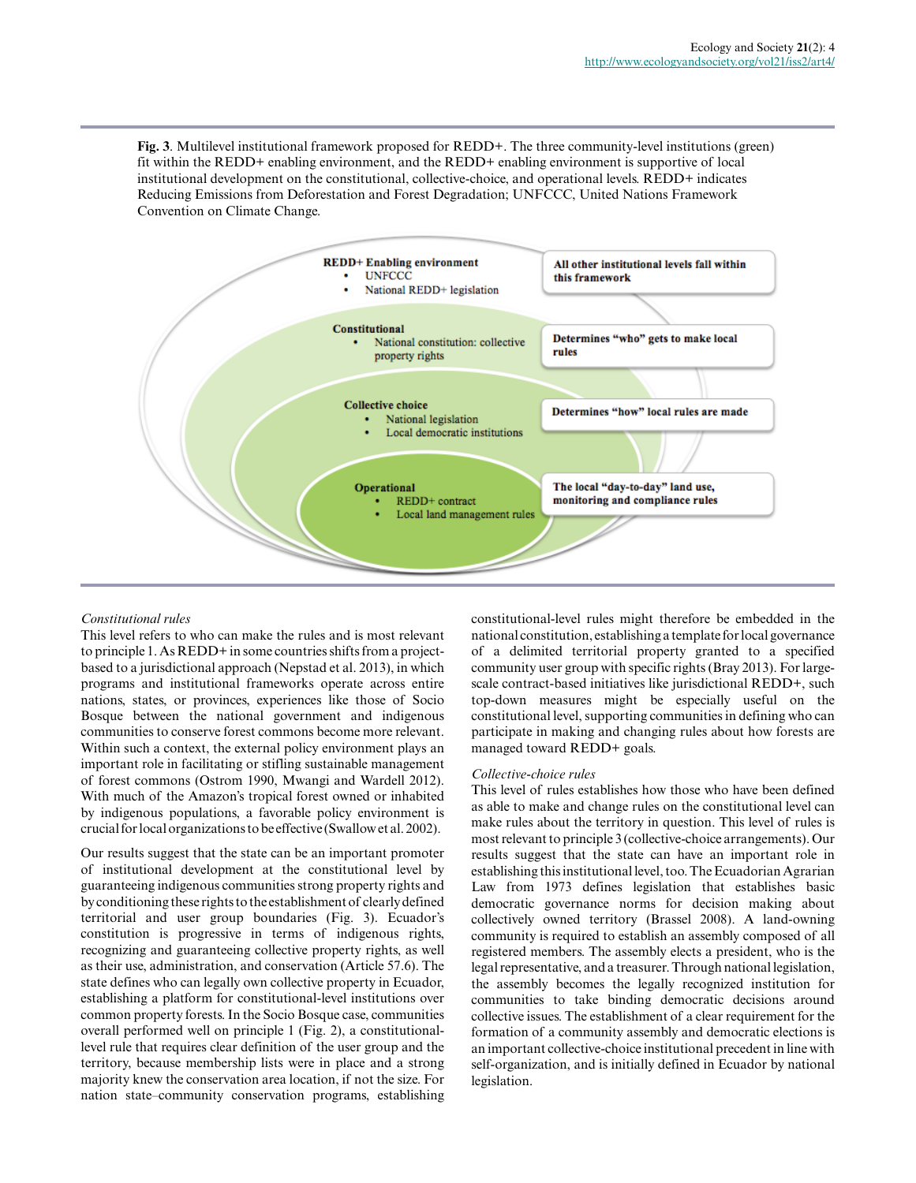**Fig. 3**. Multilevel institutional framework proposed for REDD+. The three community-level institutions (green) fit within the REDD+ enabling environment, and the REDD+ enabling environment is supportive of local institutional development on the constitutional, collective-choice, and operational levels. REDD+ indicates Reducing Emissions from Deforestation and Forest Degradation; UNFCCC, United Nations Framework Convention on Climate Change.

**REDD+ Enabling environment**
- UNFCCC
- National REDD+ legislation

All other institutional levels fall within this framework

**Constitutional**
- National constitution: collective property rights

Determines "who" gets to make local rules

**Collective choice**
- National legislation
- Local democratic institutions

Determines "how" local rules are made

**Operational**
- REDD+ contract
- Local land management rules

The local "day-to-day" land use, monitoring and compliance rules

*Constitutional rules*

This level refers to who can make the rules and is most relevant to principle 1. As REDD+ in some countries shifts from a project-based to a jurisdictional approach (Nepstad et al. 2013), in which programs and institutional frameworks operate across entire nations, states, or provinces, experiences like those of Socio Bosque between the national government and indigenous communities to conserve forest commons become more relevant. Within such a context, the external policy environment plays an important role in facilitating or stifling sustainable management of forest commons (Ostrom 1990, Mwangi and Wardell 2012). With much of the Amazon's tropical forest owned or inhabited by indigenous populations, a favorable policy environment is crucial for local organizations to be effective (Swallow et al. 2002).

Our results suggest that the state can be an important promoter of institutional development at the constitutional level by guaranteeing indigenous communities strong property rights and by conditioning these rights to the establishment of clearly defined territorial and user group boundaries (Fig. 3). Ecuador's constitution is progressive in terms of indigenous rights, recognizing and guaranteeing collective property rights, as well as their use, administration, and conservation (Article 57.6). The state defines who can legally own collective property in Ecuador, establishing a platform for constitutional-level institutions over common property forests. In the Socio Bosque case, communities overall performed well on principle 1 (Fig. 2), a constitutional-level rule that requires clear definition of the user group and the territory, because membership lists were in place and a strong majority knew the conservation area location, if not the size. For nation state–community conservation programs, establishing constitutional-level rules might therefore be embedded in the national constitution, establishing a template for local governance of a delimited territorial property granted to a specified community user group with specific rights (Bray 2013). For large-scale contract-based initiatives like jurisdictional REDD+, such top-down measures might be especially useful on the constitutional level, supporting communities in defining who can participate in making and changing rules about how forests are managed toward REDD+ goals.

*Collective-choice rules*

This level of rules establishes how those who have been defined as able to make and change rules on the constitutional level can make rules about the territory in question. This level of rules is most relevant to principle 3 (collective-choice arrangements). Our results suggest that the state can have an important role in establishing this institutional level, too. The Ecuadorian Agrarian Law from 1973 defines legislation that establishes basic democratic governance norms for decision making about collectively owned territory (Brassel 2008). A land-owning community is required to establish an assembly composed of all registered members. The assembly elects a president, who is the legal representative, and a treasurer. Through national legislation, the assembly becomes the legally recognized institution for communities to take binding democratic decisions around collective issues. The establishment of a clear requirement for the formation of a community assembly and democratic elections is an important collective-choice institutional precedent in line with self-organization, and is initially defined in Ecuador by national legislation.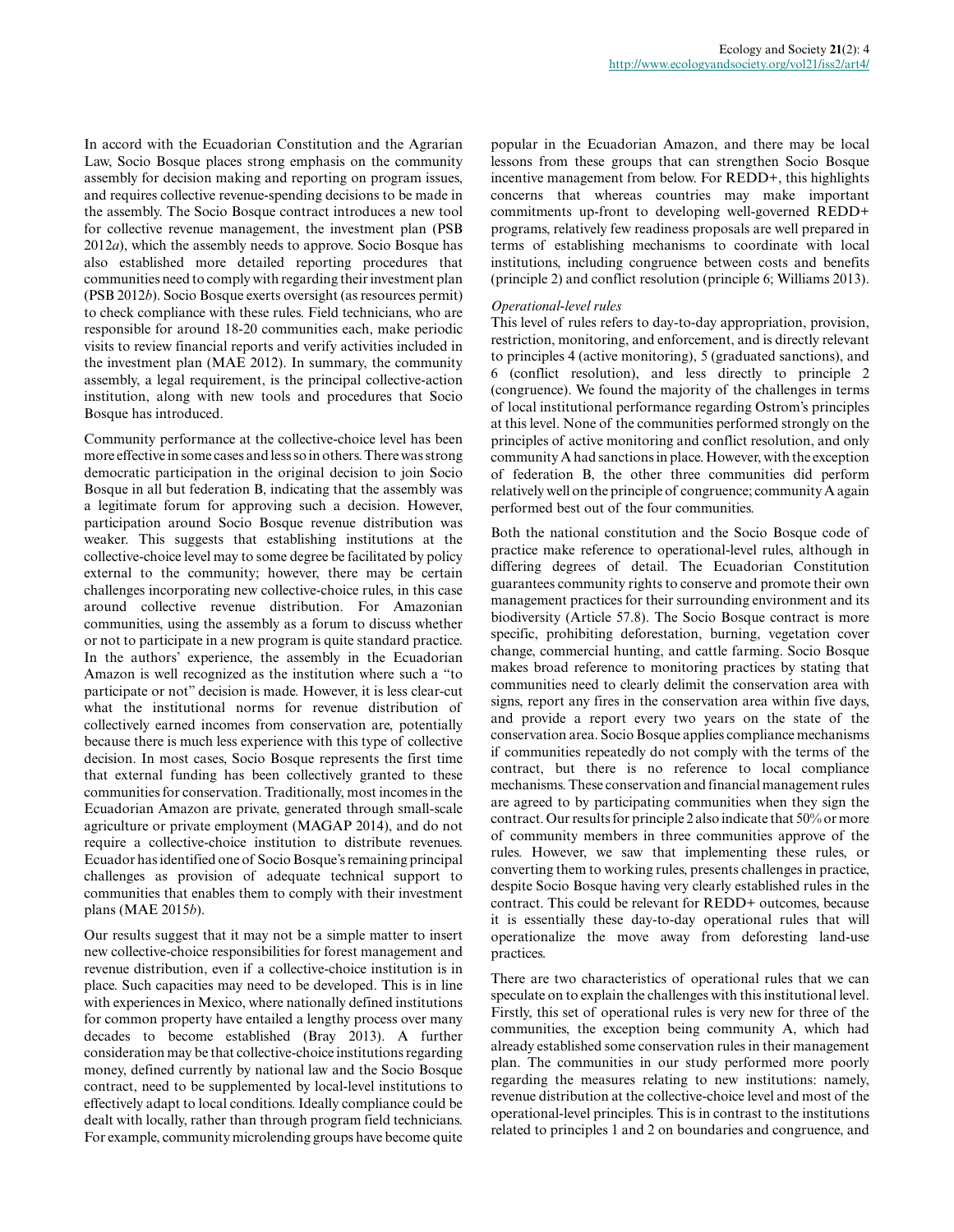In accord with the Ecuadorian Constitution and the Agrarian Law, Socio Bosque places strong emphasis on the community assembly for decision making and reporting on program issues, and requires collective revenue-spending decisions to be made in the assembly. The Socio Bosque contract introduces a new tool for collective revenue management, the investment plan (PSB 2012*a*), which the assembly needs to approve. Socio Bosque has also established more detailed reporting procedures that communities need to comply with regarding their investment plan (PSB 2012*b*). Socio Bosque exerts oversight (as resources permit) to check compliance with these rules. Field technicians, who are responsible for around 18-20 communities each, make periodic visits to review financial reports and verify activities included in the investment plan (MAE 2012). In summary, the community assembly, a legal requirement, is the principal collective-action institution, along with new tools and procedures that Socio Bosque has introduced.

Community performance at the collective-choice level has been more effective in some cases and less so in others. There was strong democratic participation in the original decision to join Socio Bosque in all but federation B, indicating that the assembly was a legitimate forum for approving such a decision. However, participation around Socio Bosque revenue distribution was weaker. This suggests that establishing institutions at the collective-choice level may to some degree be facilitated by policy external to the community; however, there may be certain challenges incorporating new collective-choice rules, in this case around collective revenue distribution. For Amazonian communities, using the assembly as a forum to discuss whether or not to participate in a new program is quite standard practice. In the authors' experience, the assembly in the Ecuadorian Amazon is well recognized as the institution where such a "to participate or not" decision is made. However, it is less clear-cut what the institutional norms for revenue distribution of collectively earned incomes from conservation are, potentially because there is much less experience with this type of collective decision. In most cases, Socio Bosque represents the first time that external funding has been collectively granted to these communities for conservation. Traditionally, most incomes in the Ecuadorian Amazon are private, generated through small-scale agriculture or private employment (MAGAP 2014), and do not require a collective-choice institution to distribute revenues. Ecuador has identified one of Socio Bosque's remaining principal challenges as provision of adequate technical support to communities that enables them to comply with their investment plans (MAE 2015*b*).

Our results suggest that it may not be a simple matter to insert new collective-choice responsibilities for forest management and revenue distribution, even if a collective-choice institution is in place. Such capacities may need to be developed. This is in line with experiences in Mexico, where nationally defined institutions for common property have entailed a lengthy process over many decades to become established (Bray 2013). A further consideration may be that collective-choice institutions regarding money, defined currently by national law and the Socio Bosque contract, need to be supplemented by local-level institutions to effectively adapt to local conditions. Ideally compliance could be dealt with locally, rather than through program field technicians. For example, community microlending groups have become quite popular in the Ecuadorian Amazon, and there may be local lessons from these groups that can strengthen Socio Bosque incentive management from below. For REDD+, this highlights concerns that whereas countries may make important commitments up-front to developing well-governed REDD+ programs, relatively few readiness proposals are well prepared in terms of establishing mechanisms to coordinate with local institutions, including congruence between costs and benefits (principle 2) and conflict resolution (principle 6; Williams 2013).

*Operational-level rules*

This level of rules refers to day-to-day appropriation, provision, restriction, monitoring, and enforcement, and is directly relevant to principles 4 (active monitoring), 5 (graduated sanctions), and 6 (conflict resolution), and less directly to principle 2 (congruence). We found the majority of the challenges in terms of local institutional performance regarding Ostrom's principles at this level. None of the communities performed strongly on the principles of active monitoring and conflict resolution, and only community A had sanctions in place. However, with the exception of federation B, the other three communities did perform relatively well on the principle of congruence; community A again performed best out of the four communities.

Both the national constitution and the Socio Bosque code of practice make reference to operational-level rules, although in differing degrees of detail. The Ecuadorian Constitution guarantees community rights to conserve and promote their own management practices for their surrounding environment and its biodiversity (Article 57.8). The Socio Bosque contract is more specific, prohibiting deforestation, burning, vegetation cover change, commercial hunting, and cattle farming. Socio Bosque makes broad reference to monitoring practices by stating that communities need to clearly delimit the conservation area with signs, report any fires in the conservation area within five days, and provide a report every two years on the state of the conservation area. Socio Bosque applies compliance mechanisms if communities repeatedly do not comply with the terms of the contract, but there is no reference to local compliance mechanisms. These conservation and financial management rules are agreed to by participating communities when they sign the contract. Our results for principle 2 also indicate that 50% or more of community members in three communities approve of the rules. However, we saw that implementing these rules, or converting them to working rules, presents challenges in practice, despite Socio Bosque having very clearly established rules in the contract. This could be relevant for REDD+ outcomes, because it is essentially these day-to-day operational rules that will operationalize the move away from deforesting land-use practices.

There are two characteristics of operational rules that we can speculate on to explain the challenges with this institutional level. Firstly, this set of operational rules is very new for three of the communities, the exception being community A, which had already established some conservation rules in their management plan. The communities in our study performed more poorly regarding the measures relating to new institutions: namely, revenue distribution at the collective-choice level and most of the operational-level principles. This is in contrast to the institutions related to principles 1 and 2 on boundaries and congruence, and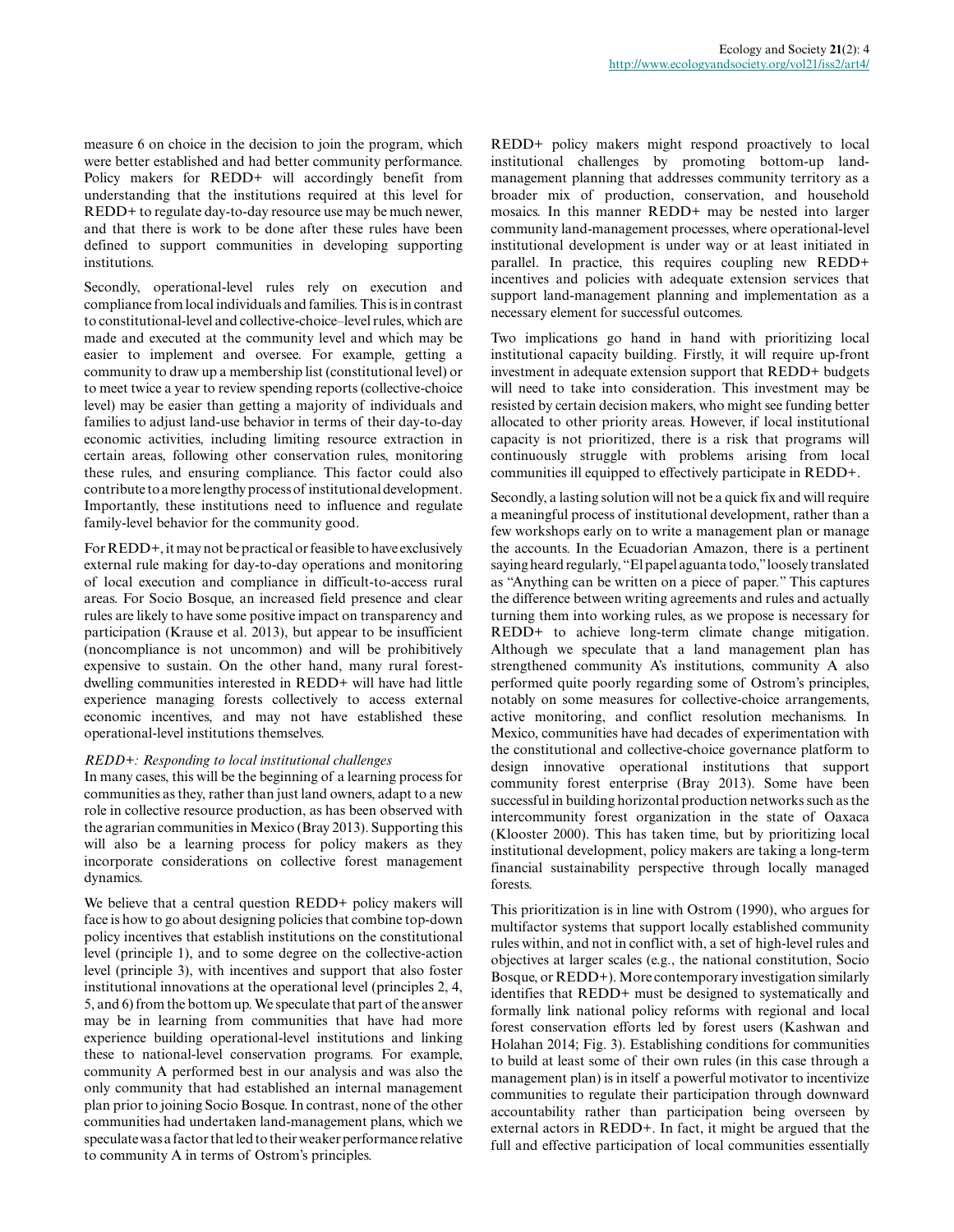measure 6 on choice in the decision to join the program, which were better established and had better community performance. Policy makers for REDD+ will accordingly benefit from understanding that the institutions required at this level for REDD+ to regulate day-to-day resource use may be much newer, and that there is work to be done after these rules have been defined to support communities in developing supporting institutions.

Secondly, operational-level rules rely on execution and compliance from local individuals and families. This is in contrast to constitutional-level and collective-choice–level rules, which are made and executed at the community level and which may be easier to implement and oversee. For example, getting a community to draw up a membership list (constitutional level) or to meet twice a year to review spending reports (collective-choice level) may be easier than getting a majority of individuals and families to adjust land-use behavior in terms of their day-to-day economic activities, including limiting resource extraction in certain areas, following other conservation rules, monitoring these rules, and ensuring compliance. This factor could also contribute to a more lengthy process of institutional development. Importantly, these institutions need to influence and regulate family-level behavior for the community good.

For REDD+, it may not be practical or feasible to have exclusively external rule making for day-to-day operations and monitoring of local execution and compliance in difficult-to-access rural areas. For Socio Bosque, an increased field presence and clear rules are likely to have some positive impact on transparency and participation (Krause et al. 2013), but appear to be insufficient (noncompliance is not uncommon) and will be prohibitively expensive to sustain. On the other hand, many rural forest-dwelling communities interested in REDD+ will have had little experience managing forests collectively to access external economic incentives, and may not have established these operational-level institutions themselves.

*REDD+: Responding to local institutional challenges*

In many cases, this will be the beginning of a learning process for communities as they, rather than just land owners, adapt to a new role in collective resource production, as has been observed with the agrarian communities in Mexico (Bray 2013). Supporting this will also be a learning process for policy makers as they incorporate considerations on collective forest management dynamics.

We believe that a central question REDD+ policy makers will face is how to go about designing policies that combine top-down policy incentives that establish institutions on the constitutional level (principle 1), and to some degree on the collective-action level (principle 3), with incentives and support that also foster institutional innovations at the operational level (principles 2, 4, 5, and 6) from the bottom up. We speculate that part of the answer may be in learning from communities that have had more experience building operational-level institutions and linking these to national-level conservation programs. For example, community A performed best in our analysis and was also the only community that had established an internal management plan prior to joining Socio Bosque. In contrast, none of the other communities had undertaken land-management plans, which we speculate was a factor that led to their weaker performance relative to community A in terms of Ostrom's principles.

REDD+ policy makers might respond proactively to local institutional challenges by promoting bottom-up land-management planning that addresses community territory as a broader mix of production, conservation, and household mosaics. In this manner REDD+ may be nested into larger community land-management processes, where operational-level institutional development is under way or at least initiated in parallel. In practice, this requires coupling new REDD+ incentives and policies with adequate extension services that support land-management planning and implementation as a necessary element for successful outcomes.

Two implications go hand in hand with prioritizing local institutional capacity building. Firstly, it will require up-front investment in adequate extension support that REDD+ budgets will need to take into consideration. This investment may be resisted by certain decision makers, who might see funding better allocated to other priority areas. However, if local institutional capacity is not prioritized, there is a risk that programs will continuously struggle with problems arising from local communities ill equipped to effectively participate in REDD+.

Secondly, a lasting solution will not be a quick fix and will require a meaningful process of institutional development, rather than a few workshops early on to write a management plan or manage the accounts. In the Ecuadorian Amazon, there is a pertinent saying heard regularly, "El papel aguanta todo," loosely translated as "Anything can be written on a piece of paper." This captures the difference between writing agreements and rules and actually turning them into working rules, as we propose is necessary for REDD+ to achieve long-term climate change mitigation. Although we speculate that a land management plan has strengthened community A's institutions, community A also performed quite poorly regarding some of Ostrom's principles, notably on some measures for collective-choice arrangements, active monitoring, and conflict resolution mechanisms. In Mexico, communities have had decades of experimentation with the constitutional and collective-choice governance platform to design innovative operational institutions that support community forest enterprise (Bray 2013). Some have been successful in building horizontal production networks such as the intercommunity forest organization in the state of Oaxaca (Klooster 2000). This has taken time, but by prioritizing local institutional development, policy makers are taking a long-term financial sustainability perspective through locally managed forests.

This prioritization is in line with Ostrom (1990), who argues for multifactor systems that support locally established community rules within, and not in conflict with, a set of high-level rules and objectives at larger scales (e.g., the national constitution, Socio Bosque, or REDD+). More contemporary investigation similarly identifies that REDD+ must be designed to systematically and formally link national policy reforms with regional and local forest conservation efforts led by forest users (Kashwan and Holahan 2014; Fig. 3). Establishing conditions for communities to build at least some of their own rules (in this case through a management plan) is in itself a powerful motivator to incentivize communities to regulate their participation through downward accountability rather than participation being overseen by external actors in REDD+. In fact, it might be argued that the full and effective participation of local communities essentially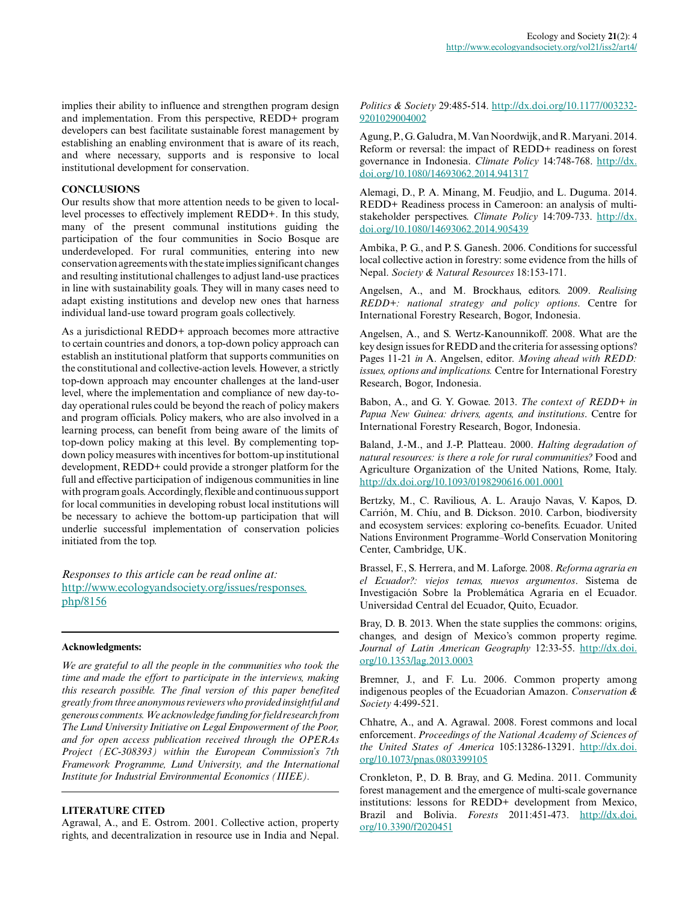implies their ability to influence and strengthen program design and implementation. From this perspective, REDD+ program developers can best facilitate sustainable forest management by establishing an enabling environment that is aware of its reach, and where necessary, supports and is responsive to local institutional development for conservation.

## CONCLUSIONS

Our results show that more attention needs to be given to local-level processes to effectively implement REDD+. In this study, many of the present communal institutions guiding the participation of the four communities in Socio Bosque are underdeveloped. For rural communities, entering into new conservation agreements with the state implies significant changes and resulting institutional challenges to adjust land-use practices in line with sustainability goals. They will in many cases need to adapt existing institutions and develop new ones that harness individual land-use toward program goals collectively.

As a jurisdictional REDD+ approach becomes more attractive to certain countries and donors, a top-down policy approach can establish an institutional platform that supports communities on the constitutional and collective-action levels. However, a strictly top-down approach may encounter challenges at the land-user level, where the implementation and compliance of new day-to-day operational rules could be beyond the reach of policy makers and program officials. Policy makers, who are also involved in a learning process, can benefit from being aware of the limits of top-down policy making at this level. By complementing top-down policy measures with incentives for bottom-up institutional development, REDD+ could provide a stronger platform for the full and effective participation of indigenous communities in line with program goals. Accordingly, flexible and continuous support for local communities in developing robust local institutions will be necessary to achieve the bottom-up participation that will underlie successful implementation of conservation policies initiated from the top.

*Responses to this article can be read online at:*
http://www.ecologyandsociety.org/issues/responses.php/8156

---

**Acknowledgments:**

*We are grateful to all the people in the communities who took the time and made the effort to participate in the interviews, making this research possible. The final version of this paper benefited greatly from three anonymous reviewers who provided insightful and generous comments. We acknowledge funding for field research from The Lund University Initiative on Legal Empowerment of the Poor, and for open access publication received through the OPERAs Project (EC-308393) within the European Commission's 7th Framework Programme, Lund University, and the International Institute for Industrial Environmental Economics (IIIEE).*

---

## LITERATURE CITED

Agrawal, A., and E. Ostrom. 2001. Collective action, property rights, and decentralization in resource use in India and Nepal. *Politics & Society* 29:485-514. http://dx.doi.org/10.1177/0032329201029004002

Agung, P., G. Galudra, M. Van Noordwijk, and R. Maryani. 2014. Reform or reversal: the impact of REDD+ readiness on forest governance in Indonesia. *Climate Policy* 14:748-768. http://dx.doi.org/10.1080/14693062.2014.941317

Alemagi, D., P. A. Minang, M. Feudjio, and L. Duguma. 2014. REDD+ Readiness process in Cameroon: an analysis of multi-stakeholder perspectives. *Climate Policy* 14:709-733. http://dx.doi.org/10.1080/14693062.2014.905439

Ambika, P. G., and P. S. Ganesh. 2006. Conditions for successful local collective action in forestry: some evidence from the hills of Nepal. *Society & Natural Resources* 18:153-171.

Angelsen, A., and M. Brockhaus, editors. 2009. *Realising REDD+: national strategy and policy options*. Centre for International Forestry Research, Bogor, Indonesia.

Angelsen, A., and S. Wertz-Kanounnikoff. 2008. What are the key design issues for REDD and the criteria for assessing options? Pages 11-21 *in* A. Angelsen, editor. *Moving ahead with REDD: issues, options and implications.* Centre for International Forestry Research, Bogor, Indonesia.

Babon, A., and G. Y. Gowae. 2013. *The context of REDD+ in Papua New Guinea: drivers, agents, and institutions*. Centre for International Forestry Research, Bogor, Indonesia.

Baland, J.-M., and J.-P. Platteau. 2000. *Halting degradation of natural resources: is there a role for rural communities?* Food and Agriculture Organization of the United Nations, Rome, Italy. http://dx.doi.org/10.1093/0198290616.001.0001

Bertzky, M., C. Ravilious, A. L. Araujo Navas, V. Kapos, D. Carrión, M. Chíu, and B. Dickson. 2010. Carbon, biodiversity and ecosystem services: exploring co-benefits. Ecuador. United Nations Environment Programme–World Conservation Monitoring Center, Cambridge, UK.

Brassel, F., S. Herrera, and M. Laforge. 2008. *Reforma agraria en el Ecuador?: viejos temas, nuevos argumentos*. Sistema de Investigación Sobre la Problemática Agraria en el Ecuador. Universidad Central del Ecuador, Quito, Ecuador.

Bray, D. B. 2013. When the state supplies the commons: origins, changes, and design of Mexico's common property regime. *Journal of Latin American Geography* 12:33-55. http://dx.doi.org/10.1353/lag.2013.0003

Bremner, J., and F. Lu. 2006. Common property among indigenous peoples of the Ecuadorian Amazon. *Conservation & Society* 4:499-521.

Chhatre, A., and A. Agrawal. 2008. Forest commons and local enforcement. *Proceedings of the National Academy of Sciences of the United States of America* 105:13286-13291. http://dx.doi.org/10.1073/pnas.0803399105

Cronkleton, P., D. B. Bray, and G. Medina. 2011. Community forest management and the emergence of multi-scale governance institutions: lessons for REDD+ development from Mexico, Brazil and Bolivia. *Forests* 2011:451-473. http://dx.doi.org/10.3390/f2020451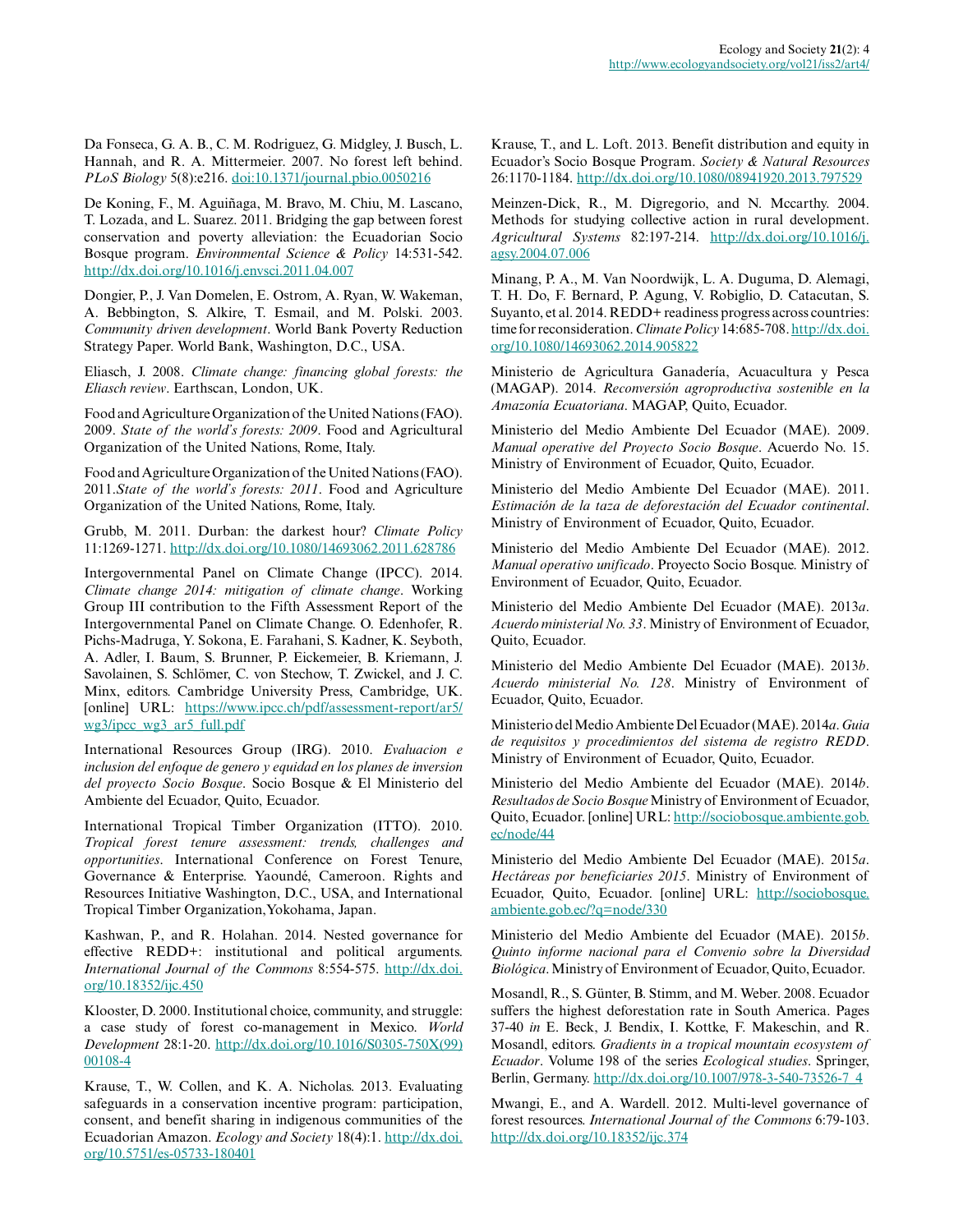Da Fonseca, G. A. B., C. M. Rodriguez, G. Midgley, J. Busch, L. Hannah, and R. A. Mittermeier. 2007. No forest left behind. *PLoS Biology* 5(8):e216. doi:10.1371/journal.pbio.0050216

De Koning, F., M. Aguiñaga, M. Bravo, M. Chiu, M. Lascano, T. Lozada, and L. Suarez. 2011. Bridging the gap between forest conservation and poverty alleviation: the Ecuadorian Socio Bosque program. *Environmental Science & Policy* 14:531-542. http://dx.doi.org/10.1016/j.envsci.2011.04.007

Dongier, P., J. Van Domelen, E. Ostrom, A. Ryan, W. Wakeman, A. Bebbington, S. Alkire, T. Esmail, and M. Polski. 2003. *Community driven development*. World Bank Poverty Reduction Strategy Paper. World Bank, Washington, D.C., USA.

Eliasch, J. 2008. *Climate change: financing global forests: the Eliasch review*. Earthscan, London, UK.

Food and Agriculture Organization of the United Nations (FAO). 2009. *State of the world's forests: 2009*. Food and Agricultural Organization of the United Nations, Rome, Italy.

Food and Agriculture Organization of the United Nations (FAO). 2011.*State of the world's forests: 2011*. Food and Agriculture Organization of the United Nations, Rome, Italy.

Grubb, M. 2011. Durban: the darkest hour? *Climate Policy* 11:1269-1271. http://dx.doi.org/10.1080/14693062.2011.628786

Intergovernmental Panel on Climate Change (IPCC). 2014. *Climate change 2014: mitigation of climate change*. Working Group III contribution to the Fifth Assessment Report of the Intergovernmental Panel on Climate Change. O. Edenhofer, R. Pichs-Madruga, Y. Sokona, E. Farahani, S. Kadner, K. Seyboth, A. Adler, I. Baum, S. Brunner, P. Eickemeier, B. Kriemann, J. Savolainen, S. Schlömer, C. von Stechow, T. Zwickel, and J. C. Minx, editors. Cambridge University Press, Cambridge, UK. [online] URL: https://www.ipcc.ch/pdf/assessment-report/ar5/wg3/ipcc_wg3_ar5_full.pdf

International Resources Group (IRG). 2010. *Evaluacion e inclusion del enfoque de genero y equidad en los planes de inversion del proyecto Socio Bosque*. Socio Bosque & El Ministerio del Ambiente del Ecuador, Quito, Ecuador.

International Tropical Timber Organization (ITTO). 2010. *Tropical forest tenure assessment: trends, challenges and opportunities*. International Conference on Forest Tenure, Governance & Enterprise. Yaoundé, Cameroon. Rights and Resources Initiative Washington, D.C., USA, and International Tropical Timber Organization,Yokohama, Japan.

Kashwan, P., and R. Holahan. 2014. Nested governance for effective REDD+: institutional and political arguments. *International Journal of the Commons* 8:554-575. http://dx.doi.org/10.18352/ijc.450

Klooster, D. 2000. Institutional choice, community, and struggle: a case study of forest co-management in Mexico. *World Development* 28:1-20. http://dx.doi.org/10.1016/S0305-750X(99)00108-4

Krause, T., W. Collen, and K. A. Nicholas. 2013. Evaluating safeguards in a conservation incentive program: participation, consent, and benefit sharing in indigenous communities of the Ecuadorian Amazon. *Ecology and Society* 18(4):1. http://dx.doi.org/10.5751/es-05733-180401

Krause, T., and L. Loft. 2013. Benefit distribution and equity in Ecuador's Socio Bosque Program. *Society & Natural Resources* 26:1170-1184. http://dx.doi.org/10.1080/08941920.2013.797529

Meinzen-Dick, R., M. Digregorio, and N. Mccarthy. 2004. Methods for studying collective action in rural development. *Agricultural Systems* 82:197-214. http://dx.doi.org/10.1016/j.agsy.2004.07.006

Minang, P. A., M. Van Noordwijk, L. A. Duguma, D. Alemagi, T. H. Do, F. Bernard, P. Agung, V. Robiglio, D. Catacutan, S. Suyanto, et al. 2014. REDD+ readiness progress across countries: time for reconsideration. *Climate Policy* 14:685-708. http://dx.doi.org/10.1080/14693062.2014.905822

Ministerio de Agricultura Ganadería, Acuacultura y Pesca (MAGAP). 2014. *Reconversión agroproductiva sostenible en la Amazonía Ecuatoriana*. MAGAP, Quito, Ecuador.

Ministerio del Medio Ambiente Del Ecuador (MAE). 2009. *Manual operative del Proyecto Socio Bosque*. Acuerdo No. 15. Ministry of Environment of Ecuador, Quito, Ecuador.

Ministerio del Medio Ambiente Del Ecuador (MAE). 2011. *Estimación de la taza de deforestación del Ecuador continental*. Ministry of Environment of Ecuador, Quito, Ecuador.

Ministerio del Medio Ambiente Del Ecuador (MAE). 2012. *Manual operativo unificado*. Proyecto Socio Bosque. Ministry of Environment of Ecuador, Quito, Ecuador.

Ministerio del Medio Ambiente Del Ecuador (MAE). 2013*a*. *Acuerdo ministerial No. 33*. Ministry of Environment of Ecuador, Quito, Ecuador.

Ministerio del Medio Ambiente Del Ecuador (MAE). 2013*b*. *Acuerdo ministerial No. 128*. Ministry of Environment of Ecuador, Quito, Ecuador.

Ministerio del Medio Ambiente Del Ecuador (MAE). 2014*a*. *Guia de requisitos y procedimientos del sistema de registro REDD*. Ministry of Environment of Ecuador, Quito, Ecuador.

Ministerio del Medio Ambiente del Ecuador (MAE). 2014*b*. *Resultados de Socio Bosque* Ministry of Environment of Ecuador, Quito, Ecuador. [online] URL: http://sociobosque.ambiente.gob.ec/node/44

Ministerio del Medio Ambiente Del Ecuador (MAE). 2015*a*. *Hectáreas por beneficiarios 2015*. Ministry of Environment of Ecuador, Quito, Ecuador. [online] URL: http://sociobosque.ambiente.gob.ec/?q=node/330

Ministerio del Medio Ambiente del Ecuador (MAE). 2015*b*. *Quinto informe nacional para el Convenio sobre la Diversidad Biológica*. Ministry of Environment of Ecuador, Quito, Ecuador.

Mosandl, R., S. Günter, B. Stimm, and M. Weber. 2008. Ecuador suffers the highest deforestation rate in South America. Pages 37-40 *in* E. Beck, J. Bendix, I. Kottke, F. Makeschin, and R. Mosandl, editors. *Gradients in a tropical mountain ecosystem of Ecuador*. Volume 198 of the series *Ecological studies*. Springer, Berlin, Germany. http://dx.doi.org/10.1007/978-3-540-73526-7_4

Mwangi, E., and A. Wardell. 2012. Multi-level governance of forest resources. *International Journal of the Commons* 6:79-103. http://dx.doi.org/10.18352/ijc.374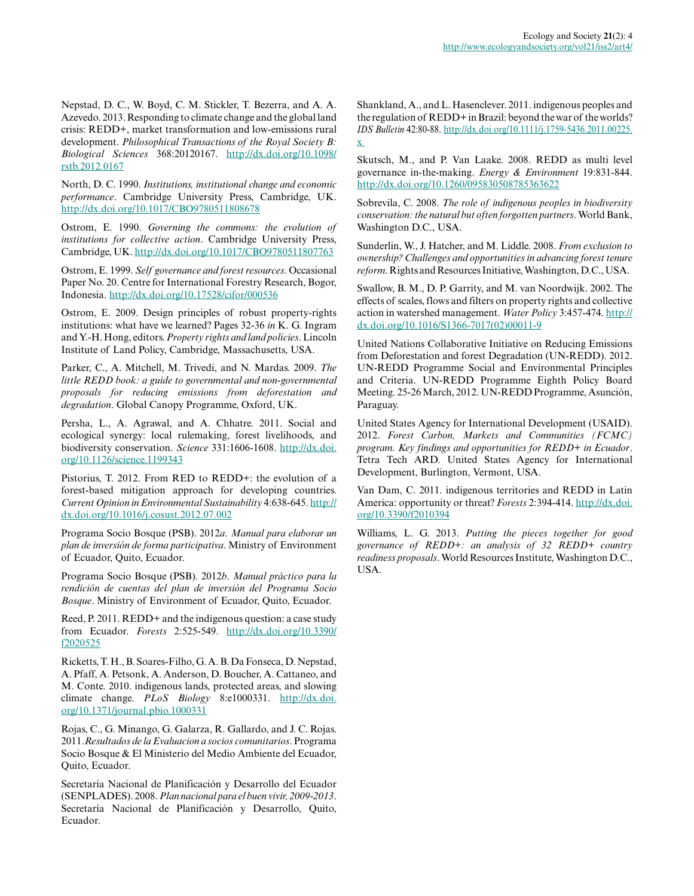Nepstad, D. C., W. Boyd, C. M. Stickler, T. Bezerra, and A. A. Azevedo. 2013. Responding to climate change and the global land crisis: REDD+, market transformation and low-emissions rural development. *Philosophical Transactions of the Royal Society B: Biological Sciences* 368:20120167. http://dx.doi.org/10.1098/rstb.2012.0167

North, D. C. 1990. *Institutions, institutional change and economic performance*. Cambridge University Press, Cambridge, UK. http://dx.doi.org/10.1017/CBO9780511808678

Ostrom, E. 1990. *Governing the commons: the evolution of institutions for collective action*. Cambridge University Press, Cambridge, UK. http://dx.doi.org/10.1017/CBO9780511807763

Ostrom, E. 1999. *Self governance and forest resources*. Occasional Paper No. 20. Centre for International Forestry Research, Bogor, Indonesia. http://dx.doi.org/10.17528/cifor/000536

Ostrom, E. 2009. Design principles of robust property-rights institutions: what have we learned? Pages 32-36 *in* K. G. Ingram and Y.-H. Hong, editors. *Property rights and land policies*. Lincoln Institute of Land Policy, Cambridge, Massachusetts, USA.

Parker, C., A. Mitchell, M. Trivedi, and N. Mardas. 2009. *The little REDD book: a guide to governmental and non-governmental proposals for reducing emissions from deforestation and degradation*. Global Canopy Programme, Oxford, UK.

Persha, L., A. Agrawal, and A. Chhatre. 2011. Social and ecological synergy: local rulemaking, forest livelihoods, and biodiversity conservation. *Science* 331:1606-1608. http://dx.doi.org/10.1126/science.1199343

Pistorius, T. 2012. From RED to REDD+: the evolution of a forest-based mitigation approach for developing countries. *Current Opinion in Environmental Sustainability* 4:638-645. http://dx.doi.org/10.1016/j.cosust.2012.07.002

Programa Socio Bosque (PSB). 2012*a*. *Manual para elaborar un plan de inversión de forma participativa*. Ministry of Environment of Ecuador, Quito, Ecuador.

Programa Socio Bosque (PSB). 2012*b*. *Manual práctico para la rendición de cuentas del plan de inversión del Programa Socio Bosque*. Ministry of Environment of Ecuador, Quito, Ecuador.

Reed, P. 2011. REDD+ and the indigenous question: a case study from Ecuador. *Forests* 2:525-549. http://dx.doi.org/10.3390/f2020525

Ricketts, T. H., B. Soares-Filho, G. A. B. Da Fonseca, D. Nepstad, A. Pfaff, A. Petsonk, A. Anderson, D. Boucher, A. Cattaneo, and M. Conte. 2010. indigenous lands, protected areas, and slowing climate change. *PLoS Biology* 8:e1000331. http://dx.doi.org/10.1371/journal.pbio.1000331

Rojas, C., G. Minango, G. Galarza, R. Gallardo, and J. C. Rojas. 2011. *Resultados de la Evaluacion a socios comunitarios*. Programa Socio Bosque & El Ministerio del Medio Ambiente del Ecuador, Quito, Ecuador.

Secretaría Nacional de Planificación y Desarrollo del Ecuador (SENPLADES). 2008. *Plan nacional para el buen vivir, 2009-2013*. Secretaría Nacional de Planificación y Desarrollo, Quito, Ecuador.

Shankland, A., and L. Hasenclever. 2011. indigenous peoples and the regulation of REDD+ in Brazil: beyond the war of the worlds? *IDS Bulletin* 42:80-88. http://dx.doi.org/10.1111/j.1759-5436.2011.00225.x

Skutsch, M., and P. Van Laake. 2008. REDD as multi level governance in-the-making. *Energy & Environment* 19:831-844. http://dx.doi.org/10.1260/095830508785363622

Sobrevila, C. 2008. *The role of indigenous peoples in biodiversity conservation: the natural but often forgotten partners*. World Bank, Washington D.C., USA.

Sunderlin, W., J. Hatcher, and M. Liddle. 2008. *From exclusion to ownership? Challenges and opportunities in advancing forest tenure reform*. Rights and Resources Initiative, Washington, D.C., USA.

Swallow, B. M., D. P. Garrity, and M. van Noordwijk. 2002. The effects of scales, flows and filters on property rights and collective action in watershed management. *Water Policy* 3:457-474. http://dx.doi.org/10.1016/S1366-7017(02)00011-9

United Nations Collaborative Initiative on Reducing Emissions from Deforestation and forest Degradation (UN-REDD). 2012. UN-REDD Programme Social and Environmental Principles and Criteria. UN-REDD Programme Eighth Policy Board Meeting. 25-26 March, 2012. UN-REDD Programme, Asunción, Paraguay.

United States Agency for International Development (USAID). 2012. *Forest Carbon, Markets and Communities (FCMC) program. Key findings and opportunities for REDD+ in Ecuador*. Tetra Tech ARD. United States Agency for International Development, Burlington, Vermont, USA.

Van Dam, C. 2011. indigenous territories and REDD in Latin America: opportunity or threat? *Forests* 2:394-414. http://dx.doi.org/10.3390/f2010394

Williams, L. G. 2013. *Putting the pieces together for good governance of REDD+: an analysis of 32 REDD+ country readiness proposals*. World Resources Institute, Washington D.C., USA.